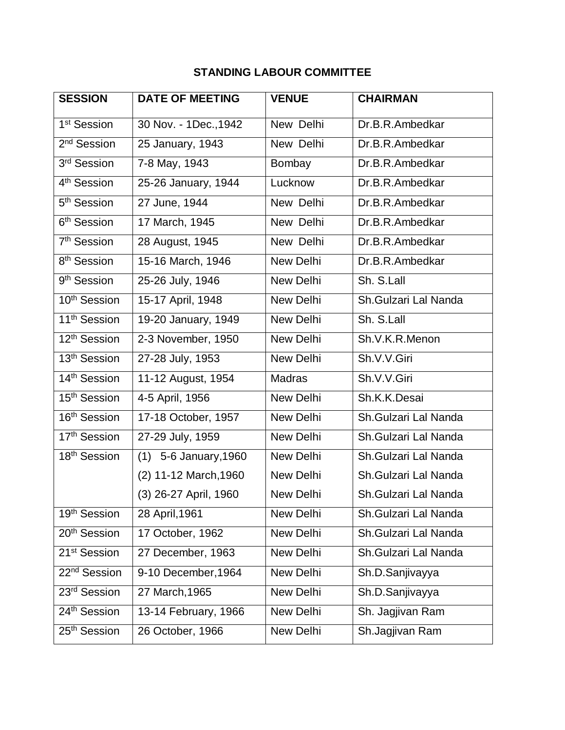# STANDING LABOUR COMMITTEE

| SESSION | DATE OF MEETING | VENUE | CHAIRMAN |
|---|---|---|---|
| 1st Session | 30 Nov. - 1Dec.,1942 | New Delhi | Dr.B.R.Ambedkar |
| 2nd Session | 25 January, 1943 | New Delhi | Dr.B.R.Ambedkar |
| 3rd Session | 7-8 May, 1943 | Bombay | Dr.B.R.Ambedkar |
| 4th Session | 25-26 January, 1944 | Lucknow | Dr.B.R.Ambedkar |
| 5th Session | 27 June, 1944 | New Delhi | Dr.B.R.Ambedkar |
| 6th Session | 17 March, 1945 | New Delhi | Dr.B.R.Ambedkar |
| 7th Session | 28 August, 1945 | New Delhi | Dr.B.R.Ambedkar |
| 8th Session | 15-16 March, 1946 | New Delhi | Dr.B.R.Ambedkar |
| 9th Session | 25-26 July, 1946 | New Delhi | Sh. S.Lall |
| 10th Session | 15-17 April, 1948 | New Delhi | Sh.Gulzari Lal Nanda |
| 11th Session | 19-20 January, 1949 | New Delhi | Sh. S.Lall |
| 12th Session | 2-3 November, 1950 | New Delhi | Sh.V.K.R.Menon |
| 13th Session | 27-28 July, 1953 | New Delhi | Sh.V.V.Giri |
| 14th Session | 11-12 August, 1954 | Madras | Sh.V.V.Giri |
| 15th Session | 4-5 April, 1956 | New Delhi | Sh.K.K.Desai |
| 16th Session | 17-18 October, 1957 | New Delhi | Sh.Gulzari Lal Nanda |
| 17th Session | 27-29 July, 1959 | New Delhi | Sh.Gulzari Lal Nanda |
| 18th Session | (1) 5-6 January,1960 | New Delhi | Sh.Gulzari Lal Nanda |
| | (2) 11-12 March,1960 | New Delhi | Sh.Gulzari Lal Nanda |
| | (3) 26-27 April, 1960 | New Delhi | Sh.Gulzari Lal Nanda |
| 19th Session | 28 April,1961 | New Delhi | Sh.Gulzari Lal Nanda |
| 20th Session | 17 October, 1962 | New Delhi | Sh.Gulzari Lal Nanda |
| 21st Session | 27 December, 1963 | New Delhi | Sh.Gulzari Lal Nanda |
| 22nd Session | 9-10 December,1964 | New Delhi | Sh.D.Sanjivayya |
| 23rd Session | 27 March,1965 | New Delhi | Sh.D.Sanjivayya |
| 24th Session | 13-14 February, 1966 | New Delhi | Sh. Jagjivan Ram |
| 25th Session | 26 October, 1966 | New Delhi | Sh.Jagjivan Ram |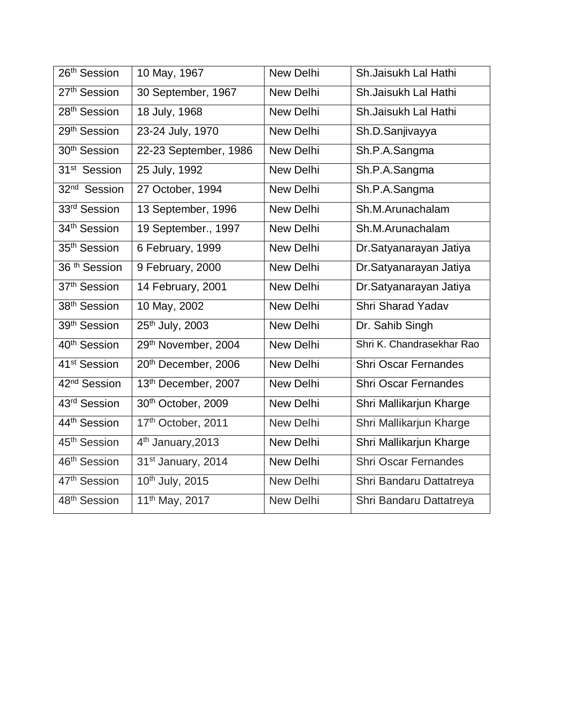| | | | |
|---|---|---|---|
| 26th Session | 10 May, 1967 | New Delhi | Sh.Jaisukh Lal Hathi |
| 27th Session | 30 September, 1967 | New Delhi | Sh.Jaisukh Lal Hathi |
| 28th Session | 18 July, 1968 | New Delhi | Sh.Jaisukh Lal Hathi |
| 29th Session | 23-24 July, 1970 | New Delhi | Sh.D.Sanjivayya |
| 30th Session | 22-23 September, 1986 | New Delhi | Sh.P.A.Sangma |
| 31st Session | 25 July, 1992 | New Delhi | Sh.P.A.Sangma |
| 32nd Session | 27 October, 1994 | New Delhi | Sh.P.A.Sangma |
| 33rd Session | 13 September, 1996 | New Delhi | Sh.M.Arunachalam |
| 34th Session | 19 September., 1997 | New Delhi | Sh.M.Arunachalam |
| 35th Session | 6 February, 1999 | New Delhi | Dr.Satyanarayan Jatiya |
| 36 th Session | 9 February, 2000 | New Delhi | Dr.Satyanarayan Jatiya |
| 37th Session | 14 February, 2001 | New Delhi | Dr.Satyanarayan Jatiya |
| 38th Session | 10 May, 2002 | New Delhi | Shri Sharad Yadav |
| 39th Session | 25th July, 2003 | New Delhi | Dr. Sahib Singh |
| 40th Session | 29th November, 2004 | New Delhi | Shri K. Chandrasekhar Rao |
| 41st Session | 20th December, 2006 | New Delhi | Shri Oscar Fernandes |
| 42nd Session | 13th December, 2007 | New Delhi | Shri Oscar Fernandes |
| 43rd Session | 30th October, 2009 | New Delhi | Shri Mallikarjun Kharge |
| 44th Session | 17th October, 2011 | New Delhi | Shri Mallikarjun Kharge |
| 45th Session | 4th January,2013 | New Delhi | Shri Mallikarjun Kharge |
| 46th Session | 31st January, 2014 | New Delhi | Shri Oscar Fernandes |
| 47th Session | 10th July, 2015 | New Delhi | Shri Bandaru Dattatreya |
| 48th Session | 11th May, 2017 | New Delhi | Shri Bandaru Dattatreya |